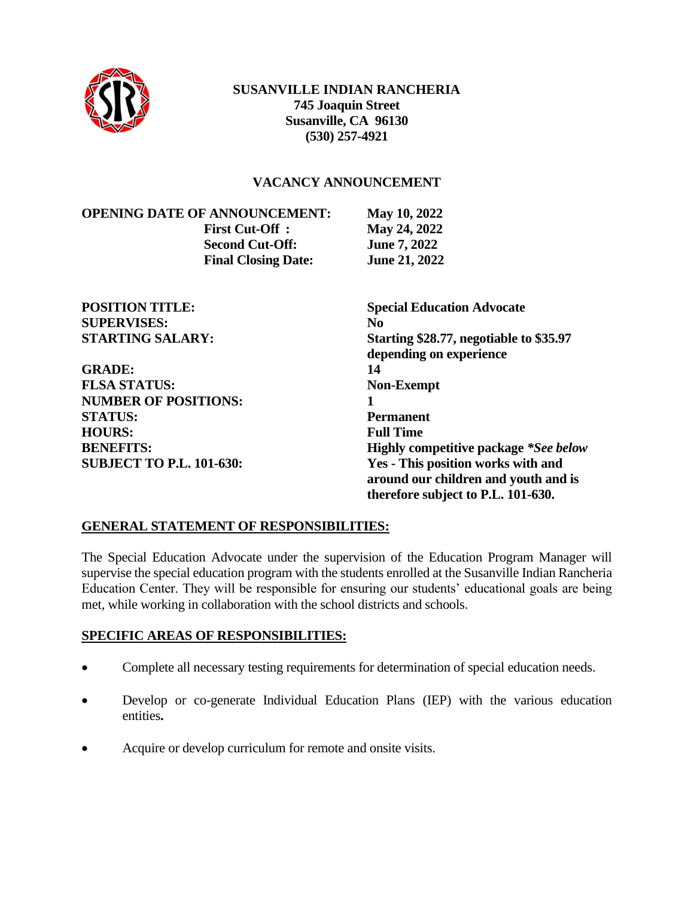**SUSANVILLE INDIAN RANCHERIA**
**745 Joaquin Street**
**Susanville, CA 96130**
**(530) 257-4921**

## VACANCY ANNOUNCEMENT

| | |
|---|---|
| **OPENING DATE OF ANNOUNCEMENT:** | **May 10, 2022** |
| **First Cut-Off :** | **May 24, 2022** |
| **Second Cut-Off:** | **June 7, 2022** |
| **Final Closing Date:** | **June 21, 2022** |

| | |
|---|---|
| **POSITION TITLE:** | **Special Education Advocate** |
| **SUPERVISES:** | **No** |
| **STARTING SALARY:** | **Starting $28.77, negotiable to $35.97 depending on experience** |
| **GRADE:** | **14** |
| **FLSA STATUS:** | **Non-Exempt** |
| **NUMBER OF POSITIONS:** | **1** |
| **STATUS:** | **Permanent** |
| **HOURS:** | **Full Time** |
| **BENEFITS:** | **Highly competitive package *\*See below*** |
| **SUBJECT TO P.L. 101-630:** | **Yes - This position works with and around our children and youth and is therefore subject to P.L. 101-630.** |

### GENERAL STATEMENT OF RESPONSIBILITIES:

The Special Education Advocate under the supervision of the Education Program Manager will supervise the special education program with the students enrolled at the Susanville Indian Rancheria Education Center. They will be responsible for ensuring our students' educational goals are being met, while working in collaboration with the school districts and schools.

### SPECIFIC AREAS OF RESPONSIBILITIES:

- Complete all necessary testing requirements for determination of special education needs.
- Develop or co-generate Individual Education Plans (IEP) with the various education entities.
- Acquire or develop curriculum for remote and onsite visits.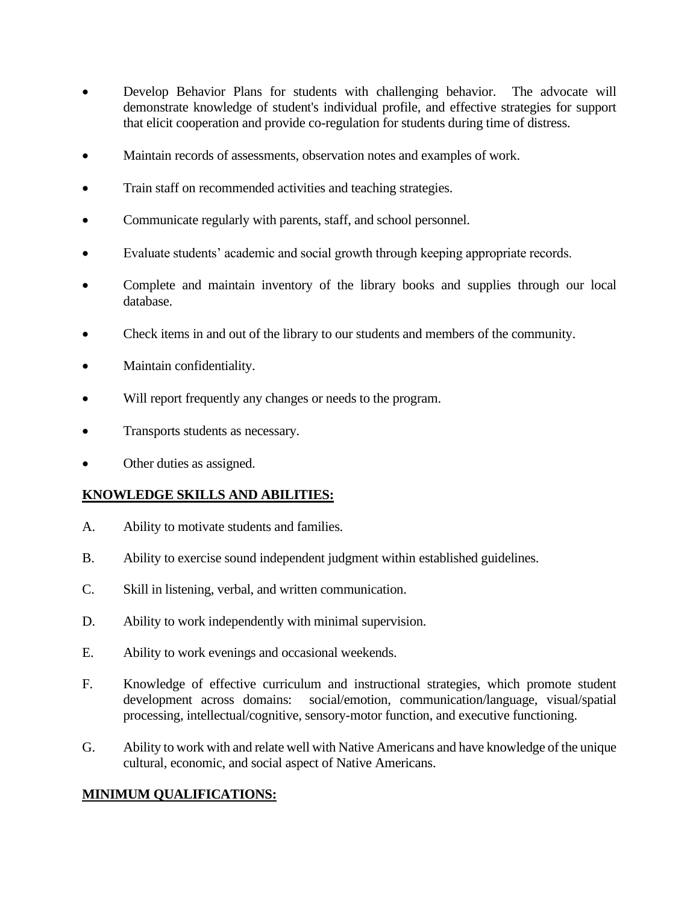- Develop Behavior Plans for students with challenging behavior. The advocate will demonstrate knowledge of student's individual profile, and effective strategies for support that elicit cooperation and provide co-regulation for students during time of distress.
- Maintain records of assessments, observation notes and examples of work.
- Train staff on recommended activities and teaching strategies.
- Communicate regularly with parents, staff, and school personnel.
- Evaluate students' academic and social growth through keeping appropriate records.
- Complete and maintain inventory of the library books and supplies through our local database.
- Check items in and out of the library to our students and members of the community.
- Maintain confidentiality.
- Will report frequently any changes or needs to the program.
- Transports students as necessary.
- Other duties as assigned.

## KNOWLEDGE SKILLS AND ABILITIES:

A. Ability to motivate students and families.

B. Ability to exercise sound independent judgment within established guidelines.

C. Skill in listening, verbal, and written communication.

D. Ability to work independently with minimal supervision.

E. Ability to work evenings and occasional weekends.

F. Knowledge of effective curriculum and instructional strategies, which promote student development across domains: social/emotion, communication/language, visual/spatial processing, intellectual/cognitive, sensory-motor function, and executive functioning.

G. Ability to work with and relate well with Native Americans and have knowledge of the unique cultural, economic, and social aspect of Native Americans.

## MINIMUM QUALIFICATIONS: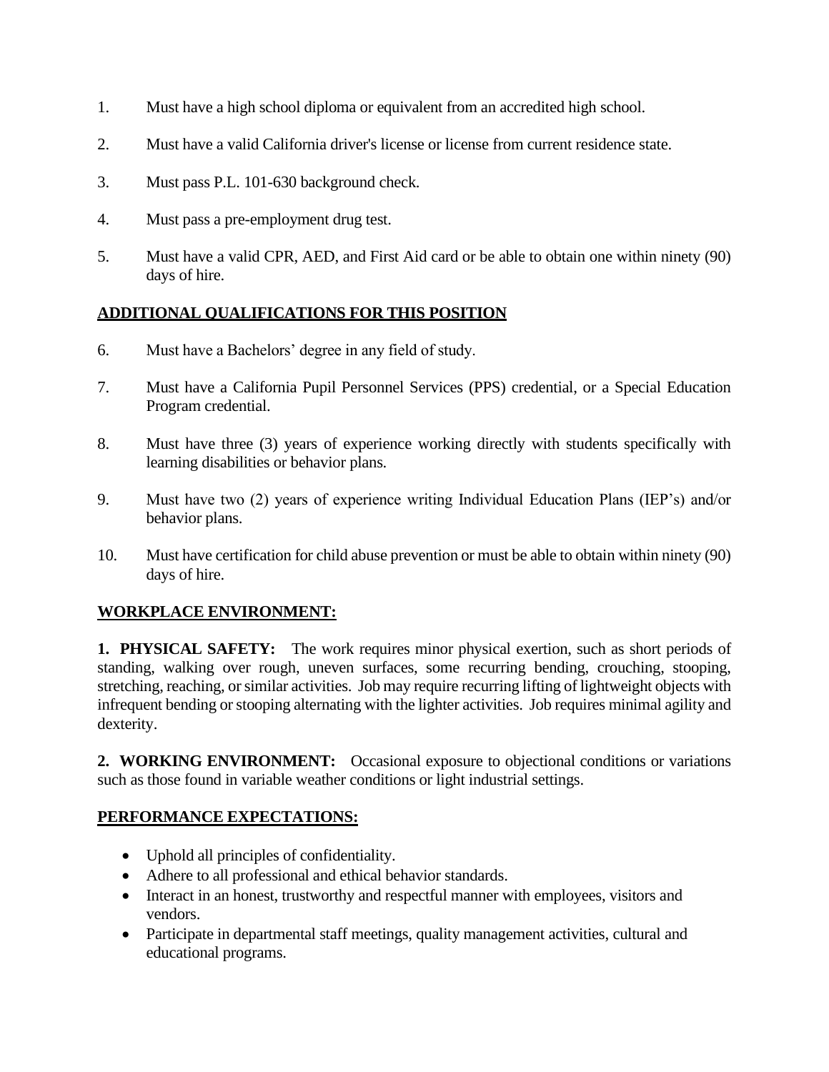1. Must have a high school diploma or equivalent from an accredited high school.

2. Must have a valid California driver's license or license from current residence state.

3. Must pass P.L. 101-630 background check.

4. Must pass a pre-employment drug test.

5. Must have a valid CPR, AED, and First Aid card or be able to obtain one within ninety (90) days of hire.

**ADDITIONAL QUALIFICATIONS FOR THIS POSITION**

6. Must have a Bachelors' degree in any field of study.

7. Must have a California Pupil Personnel Services (PPS) credential, or a Special Education Program credential.

8. Must have three (3) years of experience working directly with students specifically with learning disabilities or behavior plans.

9. Must have two (2) years of experience writing Individual Education Plans (IEP's) and/or behavior plans.

10. Must have certification for child abuse prevention or must be able to obtain within ninety (90) days of hire.

**WORKPLACE ENVIRONMENT:**

**1. PHYSICAL SAFETY:** The work requires minor physical exertion, such as short periods of standing, walking over rough, uneven surfaces, some recurring bending, crouching, stooping, stretching, reaching, or similar activities. Job may require recurring lifting of lightweight objects with infrequent bending or stooping alternating with the lighter activities. Job requires minimal agility and dexterity.

**2. WORKING ENVIRONMENT:** Occasional exposure to objectional conditions or variations such as those found in variable weather conditions or light industrial settings.

**PERFORMANCE EXPECTATIONS:**

- Uphold all principles of confidentiality.
- Adhere to all professional and ethical behavior standards.
- Interact in an honest, trustworthy and respectful manner with employees, visitors and vendors.
- Participate in departmental staff meetings, quality management activities, cultural and educational programs.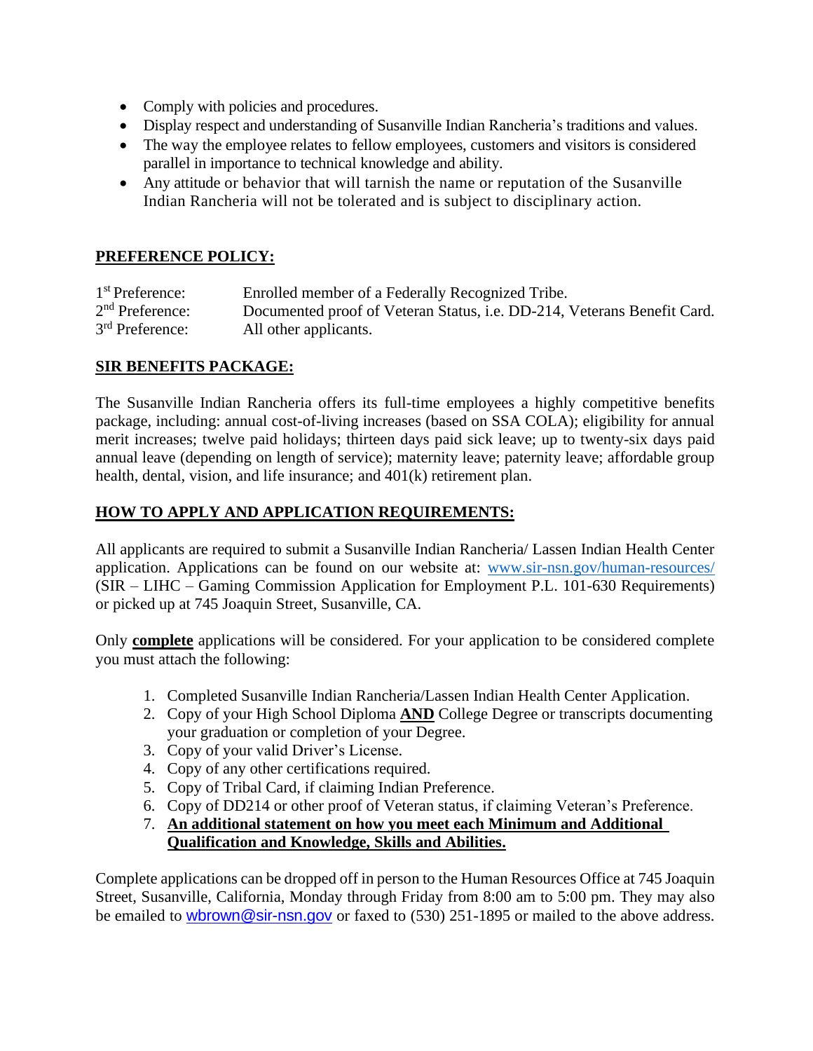- Comply with policies and procedures.
- Display respect and understanding of Susanville Indian Rancheria's traditions and values.
- The way the employee relates to fellow employees, customers and visitors is considered parallel in importance to technical knowledge and ability.
- Any attitude or behavior that will tarnish the name or reputation of the Susanville Indian Rancheria will not be tolerated and is subject to disciplinary action.

## PREFERENCE POLICY:

| | |
|---|---|
| 1st Preference: | Enrolled member of a Federally Recognized Tribe. |
| 2nd Preference: | Documented proof of Veteran Status, i.e. DD-214, Veterans Benefit Card. |
| 3rd Preference: | All other applicants. |

## SIR BENEFITS PACKAGE:

The Susanville Indian Rancheria offers its full-time employees a highly competitive benefits package, including: annual cost-of-living increases (based on SSA COLA); eligibility for annual merit increases; twelve paid holidays; thirteen days paid sick leave; up to twenty-six days paid annual leave (depending on length of service); maternity leave; paternity leave; affordable group health, dental, vision, and life insurance; and 401(k) retirement plan.

## HOW TO APPLY AND APPLICATION REQUIREMENTS:

All applicants are required to submit a Susanville Indian Rancheria/ Lassen Indian Health Center application. Applications can be found on our website at: www.sir-nsn.gov/human-resources/ (SIR – LIHC – Gaming Commission Application for Employment P.L. 101-630 Requirements) or picked up at 745 Joaquin Street, Susanville, CA.

Only **complete** applications will be considered. For your application to be considered complete you must attach the following:

1. Completed Susanville Indian Rancheria/Lassen Indian Health Center Application.
2. Copy of your High School Diploma **AND** College Degree or transcripts documenting your graduation or completion of your Degree.
3. Copy of your valid Driver's License.
4. Copy of any other certifications required.
5. Copy of Tribal Card, if claiming Indian Preference.
6. Copy of DD214 or other proof of Veteran status, if claiming Veteran's Preference.
7. **An additional statement on how you meet each Minimum and Additional Qualification and Knowledge, Skills and Abilities.**

Complete applications can be dropped off in person to the Human Resources Office at 745 Joaquin Street, Susanville, California, Monday through Friday from 8:00 am to 5:00 pm. They may also be emailed to wbrown@sir-nsn.gov or faxed to (530) 251-1895 or mailed to the above address.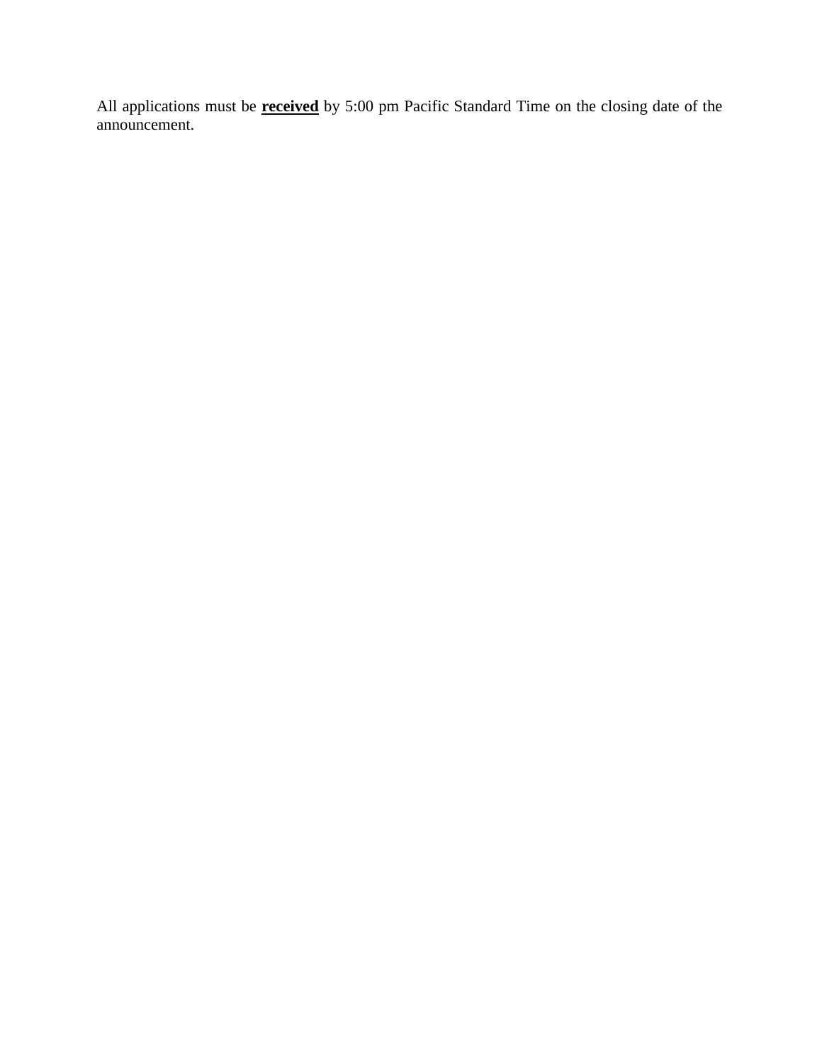All applications must be **<u>received</u>** by 5:00 pm Pacific Standard Time on the closing date of the announcement.